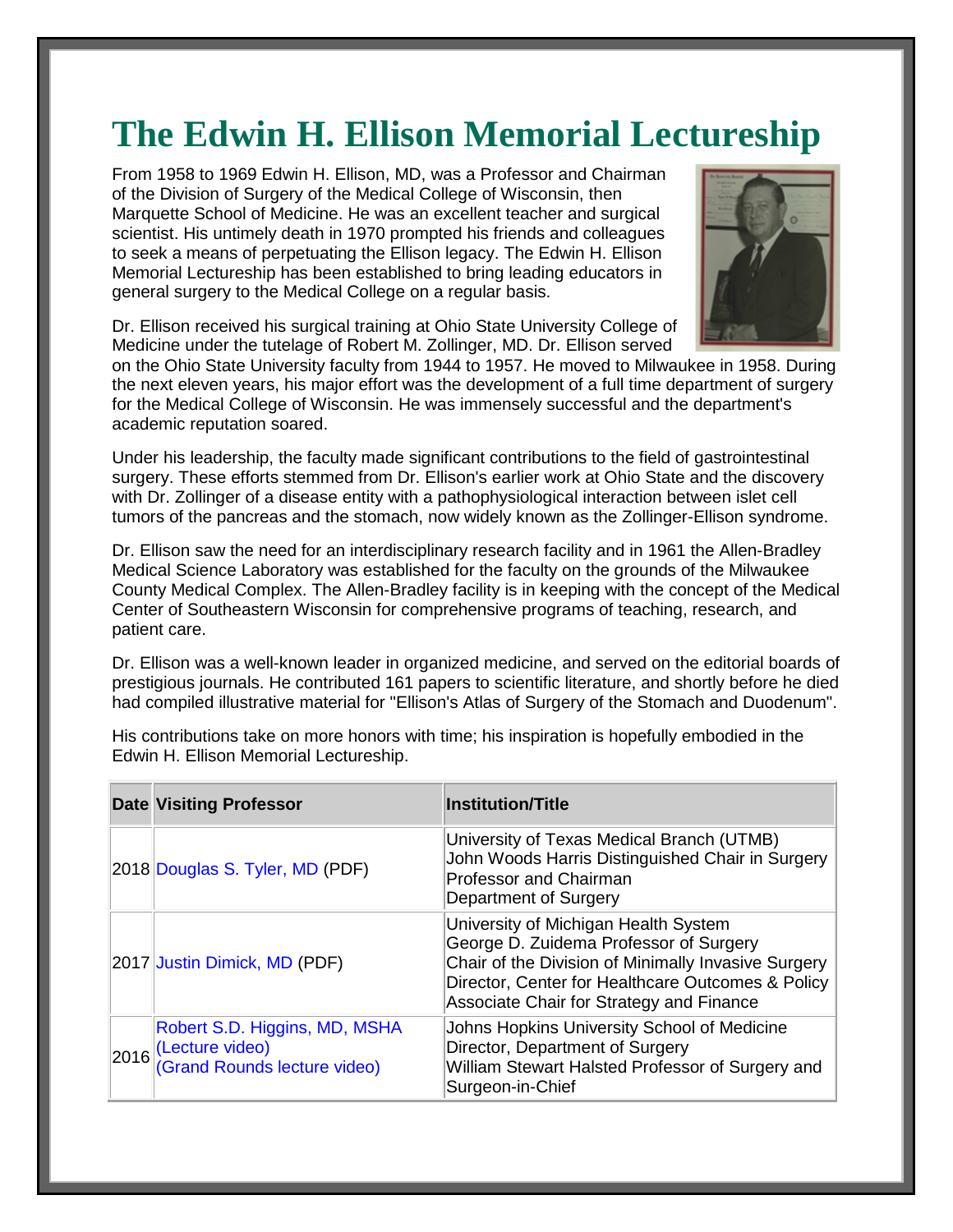# The Edwin H. Ellison Memorial Lectureship

From 1958 to 1969 Edwin H. Ellison, MD, was a Professor and Chairman of the Division of Surgery of the Medical College of Wisconsin, then Marquette School of Medicine. He was an excellent teacher and surgical scientist. His untimely death in 1970 prompted his friends and colleagues to seek a means of perpetuating the Ellison legacy. The Edwin H. Ellison Memorial Lectureship has been established to bring leading educators in general surgery to the Medical College on a regular basis.

Dr. Ellison received his surgical training at Ohio State University College of Medicine under the tutelage of Robert M. Zollinger, MD. Dr. Ellison served on the Ohio State University faculty from 1944 to 1957. He moved to Milwaukee in 1958. During the next eleven years, his major effort was the development of a full time department of surgery for the Medical College of Wisconsin. He was immensely successful and the department's academic reputation soared.

Under his leadership, the faculty made significant contributions to the field of gastrointestinal surgery. These efforts stemmed from Dr. Ellison's earlier work at Ohio State and the discovery with Dr. Zollinger of a disease entity with a pathophysiological interaction between islet cell tumors of the pancreas and the stomach, now widely known as the Zollinger-Ellison syndrome.

Dr. Ellison saw the need for an interdisciplinary research facility and in 1961 the Allen-Bradley Medical Science Laboratory was established for the faculty on the grounds of the Milwaukee County Medical Complex. The Allen-Bradley facility is in keeping with the concept of the Medical Center of Southeastern Wisconsin for comprehensive programs of teaching, research, and patient care.

Dr. Ellison was a well-known leader in organized medicine, and served on the editorial boards of prestigious journals. He contributed 161 papers to scientific literature, and shortly before he died had compiled illustrative material for "Ellison's Atlas of Surgery of the Stomach and Duodenum".

His contributions take on more honors with time; his inspiration is hopefully embodied in the Edwin H. Ellison Memorial Lectureship.

| Date | Visiting Professor | Institution/Title |
|---|---|---|
| 2018 | Douglas S. Tyler, MD (PDF) | University of Texas Medical Branch (UTMB)<br>John Woods Harris Distinguished Chair in Surgery<br>Professor and Chairman<br>Department of Surgery |
| 2017 | Justin Dimick, MD (PDF) | University of Michigan Health System<br>George D. Zuidema Professor of Surgery<br>Chair of the Division of Minimally Invasive Surgery<br>Director, Center for Healthcare Outcomes & Policy<br>Associate Chair for Strategy and Finance |
| 2016 | Robert S.D. Higgins, MD, MSHA<br>(Lecture video)<br>(Grand Rounds lecture video) | Johns Hopkins University School of Medicine<br>Director, Department of Surgery<br>William Stewart Halsted Professor of Surgery and Surgeon-in-Chief |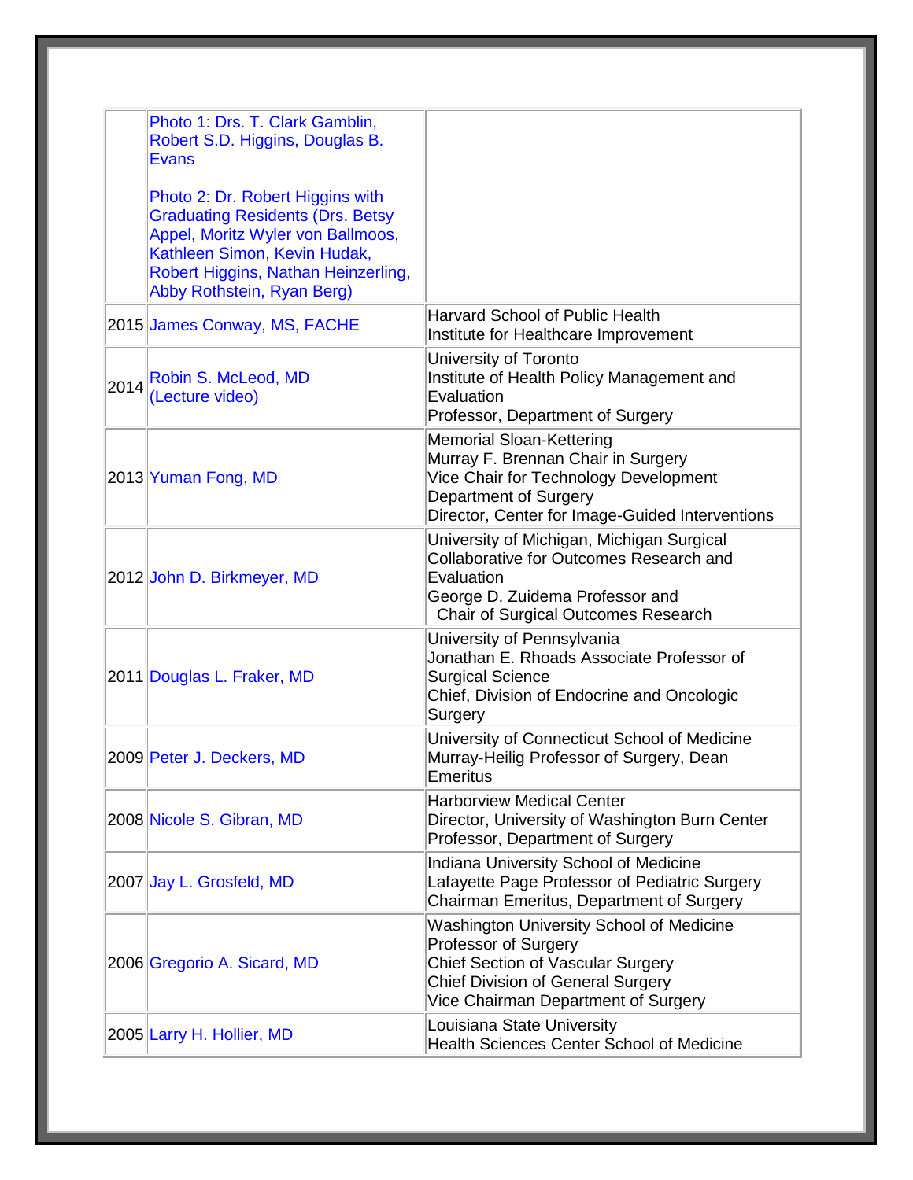| | | |
|---|---|---|
| | Photo 1: Drs. T. Clark Gamblin, Robert S.D. Higgins, Douglas B. Evans<br><br>Photo 2: Dr. Robert Higgins with Graduating Residents (Drs. Betsy Appel, Moritz Wyler von Ballmoos, Kathleen Simon, Kevin Hudak, Robert Higgins, Nathan Heinzerling, Abby Rothstein, Ryan Berg) | |
| 2015 | James Conway, MS, FACHE | Harvard School of Public Health<br>Institute for Healthcare Improvement |
| 2014 | Robin S. McLeod, MD<br>(Lecture video) | University of Toronto<br>Institute of Health Policy Management and Evaluation<br>Professor, Department of Surgery |
| 2013 | Yuman Fong, MD | Memorial Sloan-Kettering<br>Murray F. Brennan Chair in Surgery<br>Vice Chair for Technology Development<br>Department of Surgery<br>Director, Center for Image-Guided Interventions |
| 2012 | John D. Birkmeyer, MD | University of Michigan, Michigan Surgical Collaborative for Outcomes Research and Evaluation<br>George D. Zuidema Professor and<br>Chair of Surgical Outcomes Research |
| 2011 | Douglas L. Fraker, MD | University of Pennsylvania<br>Jonathan E. Rhoads Associate Professor of Surgical Science<br>Chief, Division of Endocrine and Oncologic Surgery |
| 2009 | Peter J. Deckers, MD | University of Connecticut School of Medicine<br>Murray-Heilig Professor of Surgery, Dean Emeritus |
| 2008 | Nicole S. Gibran, MD | Harborview Medical Center<br>Director, University of Washington Burn Center<br>Professor, Department of Surgery |
| 2007 | Jay L. Grosfeld, MD | Indiana University School of Medicine<br>Lafayette Page Professor of Pediatric Surgery<br>Chairman Emeritus, Department of Surgery |
| 2006 | Gregorio A. Sicard, MD | Washington University School of Medicine<br>Professor of Surgery<br>Chief Section of Vascular Surgery<br>Chief Division of General Surgery<br>Vice Chairman Department of Surgery |
| 2005 | Larry H. Hollier, MD | Louisiana State University<br>Health Sciences Center School of Medicine |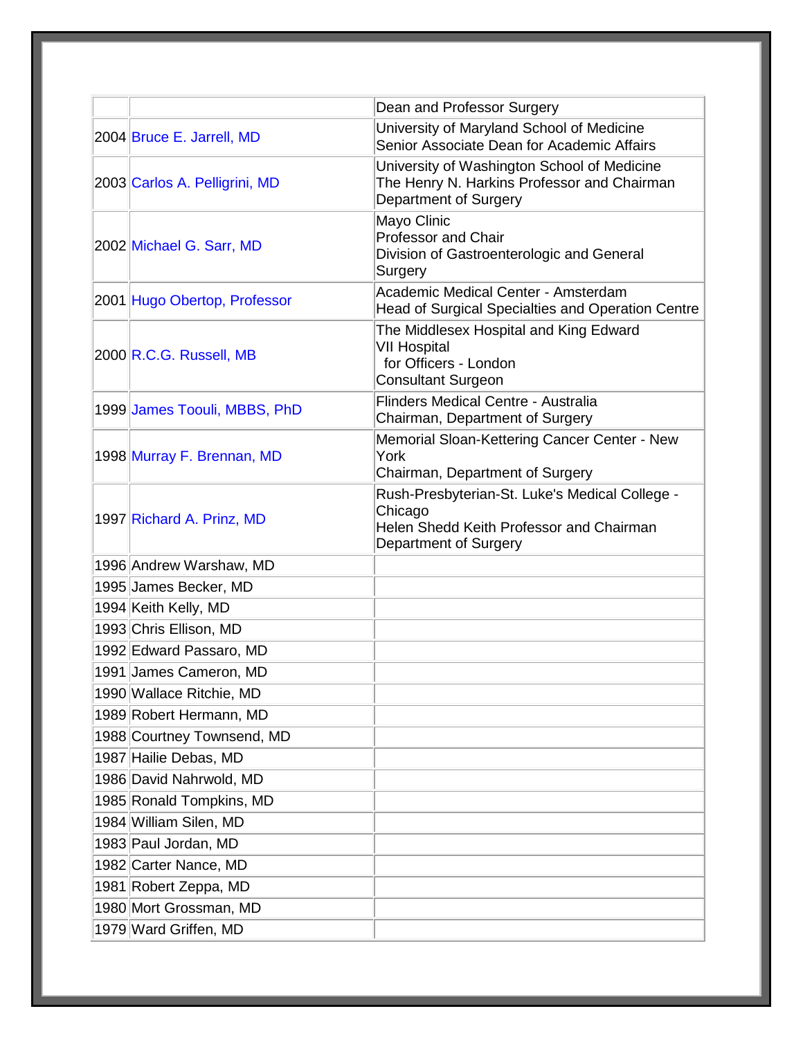| | | |
|---|---|---|
| | | Dean and Professor Surgery |
| 2004 | Bruce E. Jarrell, MD | University of Maryland School of Medicine<br>Senior Associate Dean for Academic Affairs |
| 2003 | Carlos A. Pelligrini, MD | University of Washington School of Medicine<br>The Henry N. Harkins Professor and Chairman<br>Department of Surgery |
| 2002 | Michael G. Sarr, MD | Mayo Clinic<br>Professor and Chair<br>Division of Gastroenterologic and General Surgery |
| 2001 | Hugo Obertop, Professor | Academic Medical Center - Amsterdam<br>Head of Surgical Specialties and Operation Centre |
| 2000 | R.C.G. Russell, MB | The Middlesex Hospital and King Edward VII Hospital<br>for Officers - London<br>Consultant Surgeon |
| 1999 | James Toouli, MBBS, PhD | Flinders Medical Centre - Australia<br>Chairman, Department of Surgery |
| 1998 | Murray F. Brennan, MD | Memorial Sloan-Kettering Cancer Center - New York<br>Chairman, Department of Surgery |
| 1997 | Richard A. Prinz, MD | Rush-Presbyterian-St. Luke's Medical College - Chicago<br>Helen Shedd Keith Professor and Chairman<br>Department of Surgery |
| 1996 | Andrew Warshaw, MD | |
| 1995 | James Becker, MD | |
| 1994 | Keith Kelly, MD | |
| 1993 | Chris Ellison, MD | |
| 1992 | Edward Passaro, MD | |
| 1991 | James Cameron, MD | |
| 1990 | Wallace Ritchie, MD | |
| 1989 | Robert Hermann, MD | |
| 1988 | Courtney Townsend, MD | |
| 1987 | Hailie Debas, MD | |
| 1986 | David Nahrwold, MD | |
| 1985 | Ronald Tompkins, MD | |
| 1984 | William Silen, MD | |
| 1983 | Paul Jordan, MD | |
| 1982 | Carter Nance, MD | |
| 1981 | Robert Zeppa, MD | |
| 1980 | Mort Grossman, MD | |
| 1979 | Ward Griffen, MD | |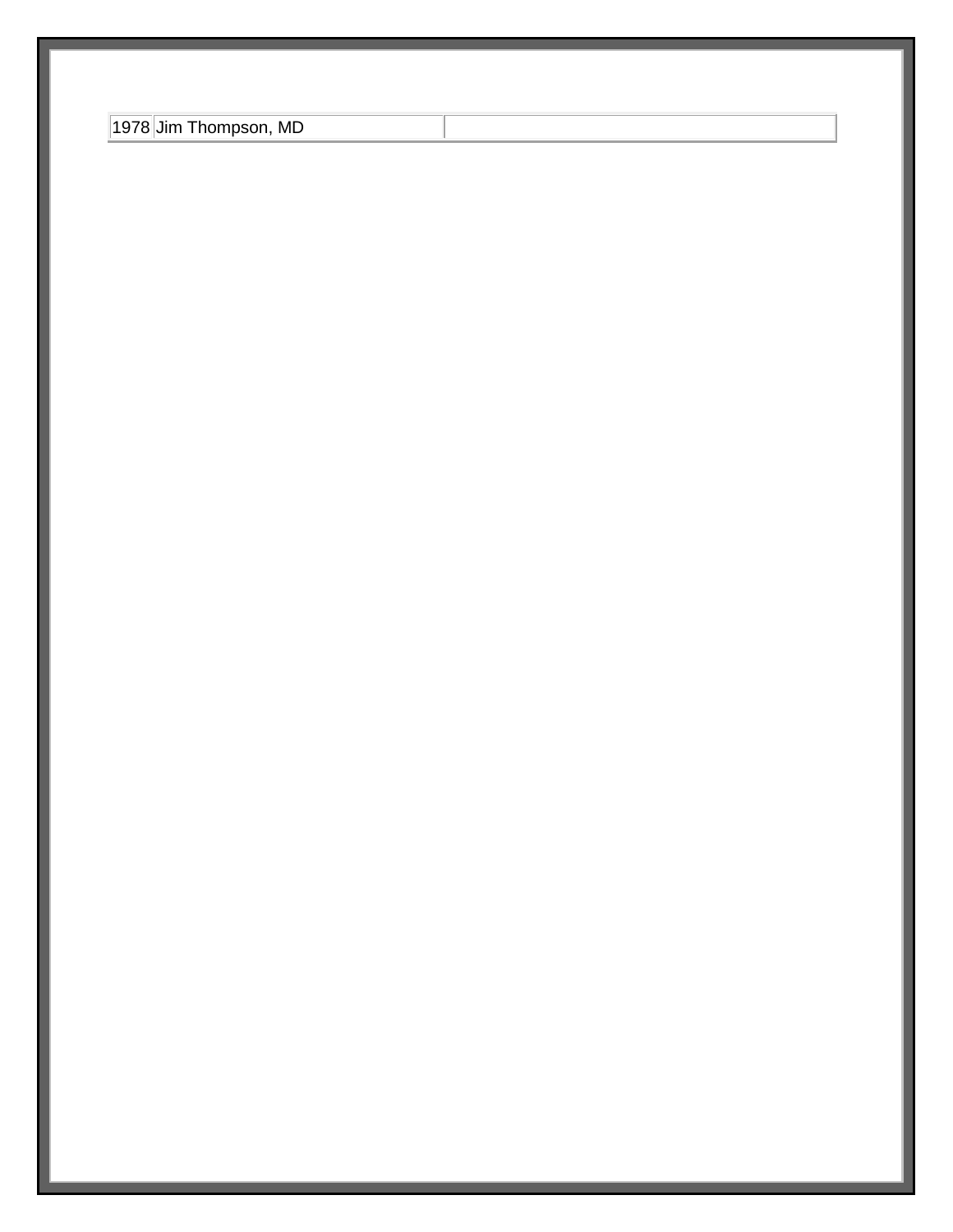| | | |
|---|---|---|
| 1978 | Jim Thompson, MD | |